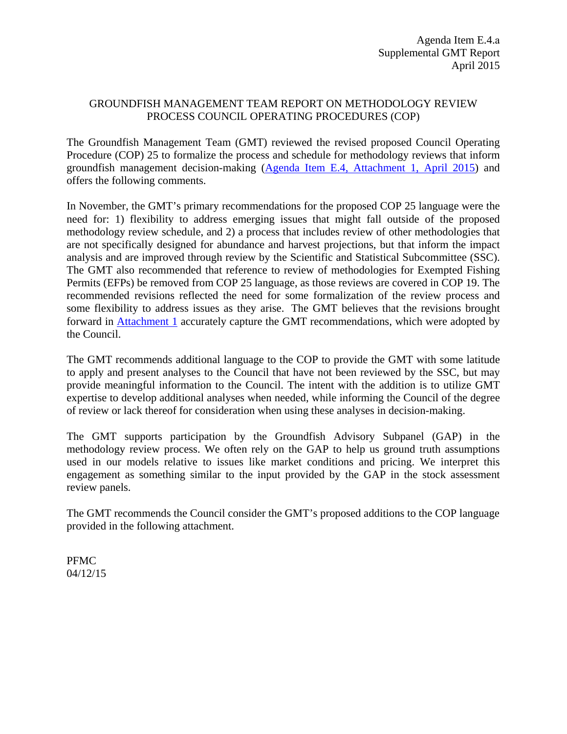Agenda Item E.4.a
Supplemental GMT Report
April 2015

# GROUNDFISH MANAGEMENT TEAM REPORT ON METHODOLOGY REVIEW PROCESS COUNCIL OPERATING PROCEDURES (COP)

The Groundfish Management Team (GMT) reviewed the revised proposed Council Operating Procedure (COP) 25 to formalize the process and schedule for methodology reviews that inform groundfish management decision-making (Agenda Item E.4, Attachment 1, April 2015) and offers the following comments.

In November, the GMT's primary recommendations for the proposed COP 25 language were the need for: 1) flexibility to address emerging issues that might fall outside of the proposed methodology review schedule, and 2) a process that includes review of other methodologies that are not specifically designed for abundance and harvest projections, but that inform the impact analysis and are improved through review by the Scientific and Statistical Subcommittee (SSC). The GMT also recommended that reference to review of methodologies for Exempted Fishing Permits (EFPs) be removed from COP 25 language, as those reviews are covered in COP 19. The recommended revisions reflected the need for some formalization of the review process and some flexibility to address issues as they arise. The GMT believes that the revisions brought forward in Attachment 1 accurately capture the GMT recommendations, which were adopted by the Council.

The GMT recommends additional language to the COP to provide the GMT with some latitude to apply and present analyses to the Council that have not been reviewed by the SSC, but may provide meaningful information to the Council. The intent with the addition is to utilize GMT expertise to develop additional analyses when needed, while informing the Council of the degree of review or lack thereof for consideration when using these analyses in decision-making.

The GMT supports participation by the Groundfish Advisory Subpanel (GAP) in the methodology review process. We often rely on the GAP to help us ground truth assumptions used in our models relative to issues like market conditions and pricing. We interpret this engagement as something similar to the input provided by the GAP in the stock assessment review panels.

The GMT recommends the Council consider the GMT's proposed additions to the COP language provided in the following attachment.

PFMC
04/12/15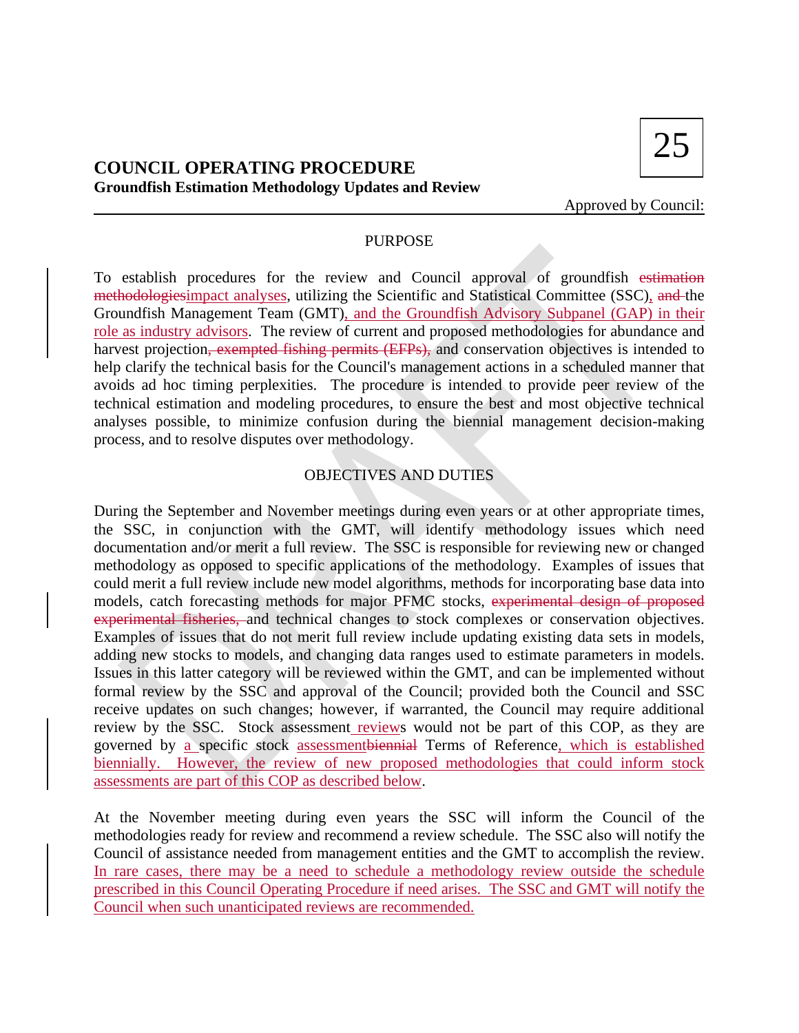# COUNCIL OPERATING PROCEDURE

**25**

**Groundfish Estimation Methodology Updates and Review**

Approved by Council:

---

## PURPOSE

To establish procedures for the review and Council approval of groundfish ~~estimation methodologies~~<u>impact analyses</u>, utilizing the Scientific and Statistical Committee (SSC)<u>,</u> ~~and~~ the Groundfish Management Team (GMT)<u>, and the Groundfish Advisory Subpanel (GAP) in their role as industry advisors</u>. The review of current and proposed methodologies for abundance and harvest projection~~, exempted fishing permits (EFPs),~~ and conservation objectives is intended to help clarify the technical basis for the Council's management actions in a scheduled manner that avoids ad hoc timing perplexities. The procedure is intended to provide peer review of the technical estimation and modeling procedures, to ensure the best and most objective technical analyses possible, to minimize confusion during the biennial management decision-making process, and to resolve disputes over methodology.

## OBJECTIVES AND DUTIES

During the September and November meetings during even years or at other appropriate times, the SSC, in conjunction with the GMT, will identify methodology issues which need documentation and/or merit a full review. The SSC is responsible for reviewing new or changed methodology as opposed to specific applications of the methodology. Examples of issues that could merit a full review include new model algorithms, methods for incorporating base data into models, catch forecasting methods for major PFMC stocks, ~~experimental design of proposed experimental fisheries,~~ and technical changes to stock complexes or conservation objectives. Examples of issues that do not merit full review include updating existing data sets in models, adding new stocks to models, and changing data ranges used to estimate parameters in models. Issues in this latter category will be reviewed within the GMT, and can be implemented without formal review by the SSC and approval of the Council; provided both the Council and SSC receive updates on such changes; however, if warranted, the Council may require additional review by the SSC. Stock assessment<u> review</u>s would not be part of this COP, as they are governed by <u>a </u>specific stock <u>assessment</u>~~biennial~~ Terms of Reference<u>, which is established biennially. However, the review of new proposed methodologies that could inform stock assessments are part of this COP as described below</u>.

At the November meeting during even years the SSC will inform the Council of the methodologies ready for review and recommend a review schedule. The SSC also will notify the Council of assistance needed from management entities and the GMT to accomplish the review. <u>In rare cases, there may be a need to schedule a methodology review outside the schedule prescribed in this Council Operating Procedure if need arises. The SSC and GMT will notify the Council when such unanticipated reviews are recommended.</u>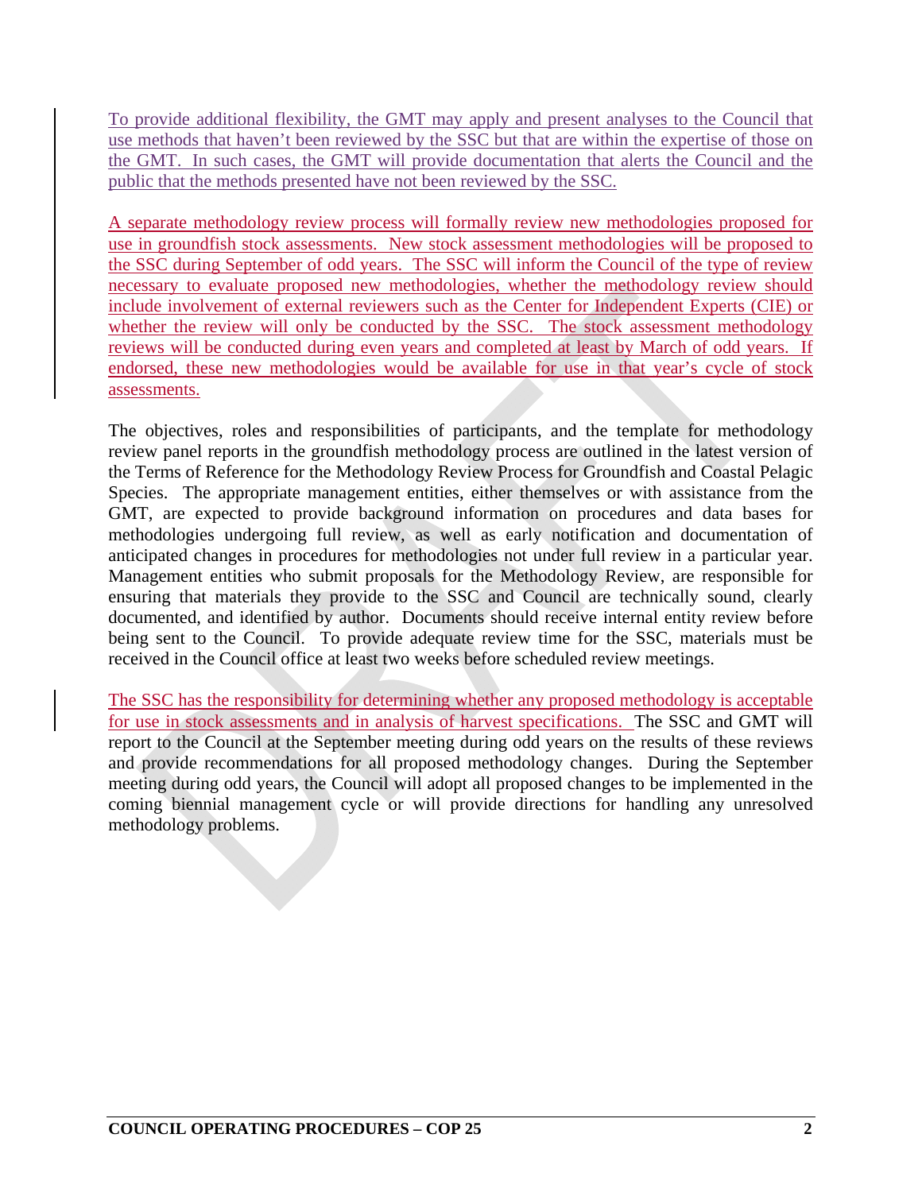To provide additional flexibility, the GMT may apply and present analyses to the Council that use methods that haven't been reviewed by the SSC but that are within the expertise of those on the GMT. In such cases, the GMT will provide documentation that alerts the Council and the public that the methods presented have not been reviewed by the SSC.

A separate methodology review process will formally review new methodologies proposed for use in groundfish stock assessments. New stock assessment methodologies will be proposed to the SSC during September of odd years. The SSC will inform the Council of the type of review necessary to evaluate proposed new methodologies, whether the methodology review should include involvement of external reviewers such as the Center for Independent Experts (CIE) or whether the review will only be conducted by the SSC. The stock assessment methodology reviews will be conducted during even years and completed at least by March of odd years. If endorsed, these new methodologies would be available for use in that year's cycle of stock assessments.

The objectives, roles and responsibilities of participants, and the template for methodology review panel reports in the groundfish methodology process are outlined in the latest version of the Terms of Reference for the Methodology Review Process for Groundfish and Coastal Pelagic Species. The appropriate management entities, either themselves or with assistance from the GMT, are expected to provide background information on procedures and data bases for methodologies undergoing full review, as well as early notification and documentation of anticipated changes in procedures for methodologies not under full review in a particular year. Management entities who submit proposals for the Methodology Review, are responsible for ensuring that materials they provide to the SSC and Council are technically sound, clearly documented, and identified by author. Documents should receive internal entity review before being sent to the Council. To provide adequate review time for the SSC, materials must be received in the Council office at least two weeks before scheduled review meetings.

The SSC has the responsibility for determining whether any proposed methodology is acceptable for use in stock assessments and in analysis of harvest specifications. The SSC and GMT will report to the Council at the September meeting during odd years on the results of these reviews and provide recommendations for all proposed methodology changes. During the September meeting during odd years, the Council will adopt all proposed changes to be implemented in the coming biennial management cycle or will provide directions for handling any unresolved methodology problems.